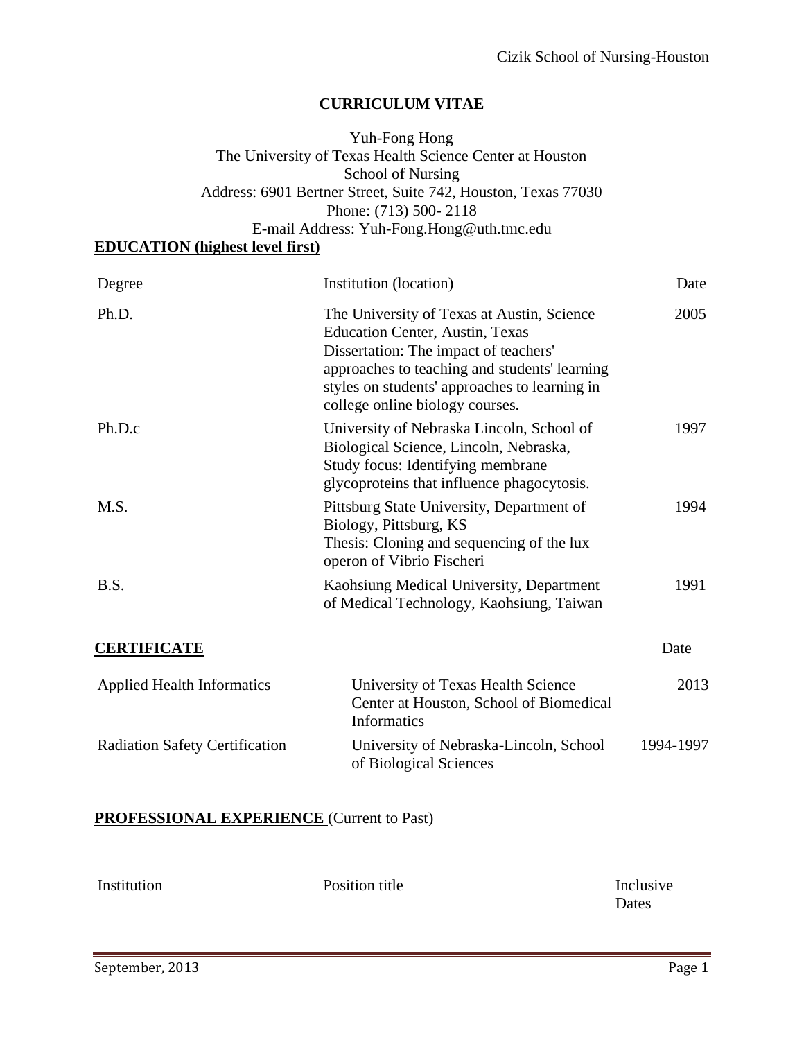# CURRICULUM VITAE

Yuh-Fong Hong
The University of Texas Health Science Center at Houston
School of Nursing
Address: 6901 Bertner Street, Suite 742, Houston, Texas 77030
Phone: (713) 500- 2118
E-mail Address: Yuh-Fong.Hong@uth.tmc.edu

## EDUCATION (highest level first)

| Degree | Institution (location) | Date |
|---|---|---|
| Ph.D. | The University of Texas at Austin, Science Education Center, Austin, Texas<br>Dissertation: The impact of teachers' approaches to teaching and students' learning styles on students' approaches to learning in college online biology courses. | 2005 |
| Ph.D.c | University of Nebraska Lincoln, School of Biological Science, Lincoln, Nebraska,<br>Study focus: Identifying membrane glycoproteins that influence phagocytosis. | 1997 |
| M.S. | Pittsburg State University, Department of Biology, Pittsburg, KS<br>Thesis: Cloning and sequencing of the lux operon of Vibrio Fischeri | 1994 |
| B.S. | Kaohsiung Medical University, Department of Medical Technology, Kaohsiung, Taiwan | 1991 |

## CERTIFICATE

| | | Date |
|---|---|---|
| Applied Health Informatics | University of Texas Health Science Center at Houston, School of Biomedical Informatics | 2013 |
| Radiation Safety Certification | University of Nebraska-Lincoln, School of Biological Sciences | 1994-1997 |

## PROFESSIONAL EXPERIENCE (Current to Past)

| Institution | Position title | Inclusive Dates |
|---|---|---|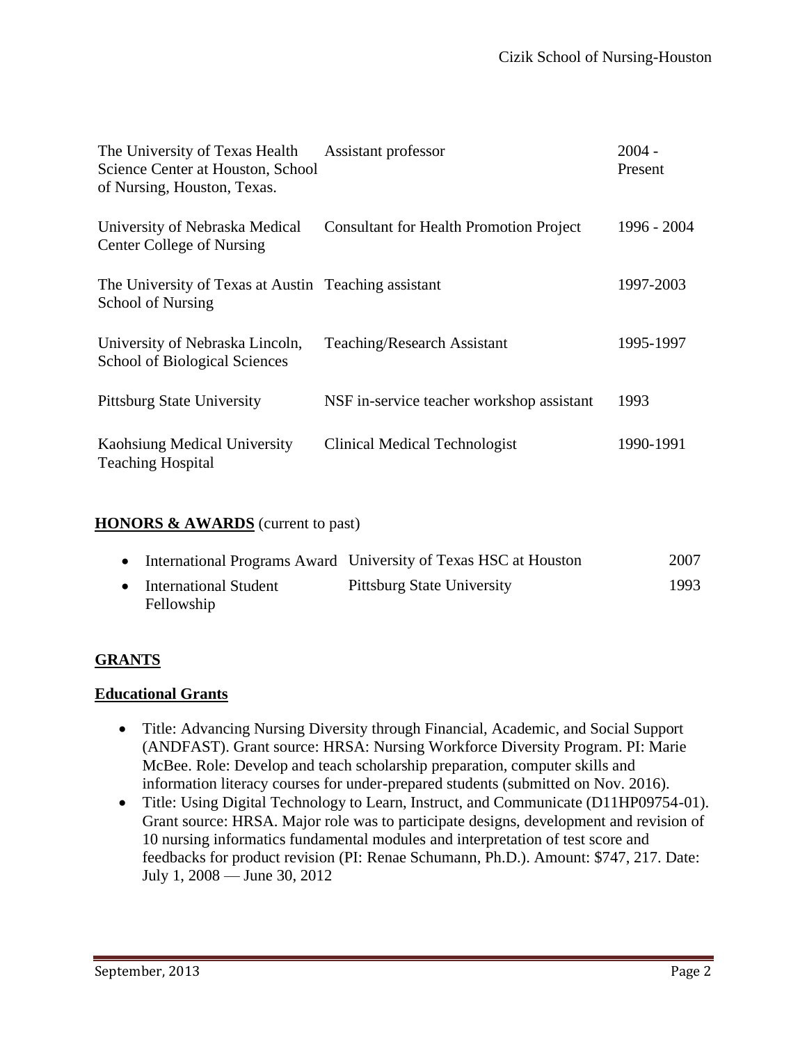| | | |
|---|---|---|
| The University of Texas Health Science Center at Houston, School of Nursing, Houston, Texas. | Assistant professor | 2004 - Present |
| University of Nebraska Medical Center College of Nursing | Consultant for Health Promotion Project | 1996 - 2004 |
| The University of Texas at Austin School of Nursing | Teaching assistant | 1997-2003 |
| University of Nebraska Lincoln, School of Biological Sciences | Teaching/Research Assistant | 1995-1997 |
| Pittsburg State University | NSF in-service teacher workshop assistant | 1993 |
| Kaohsiung Medical University Teaching Hospital | Clinical Medical Technologist | 1990-1991 |

## **HONORS & AWARDS** (current to past)

| | | |
|---|---|---|
| • International Programs Award | University of Texas HSC at Houston | 2007 |
| • International Student Fellowship | Pittsburg State University | 1993 |

## **GRANTS**

### **Educational Grants**

- Title: Advancing Nursing Diversity through Financial, Academic, and Social Support (ANDFAST). Grant source: HRSA: Nursing Workforce Diversity Program. PI: Marie McBee. Role: Develop and teach scholarship preparation, computer skills and information literacy courses for under-prepared students (submitted on Nov. 2016).
- Title: Using Digital Technology to Learn, Instruct, and Communicate (D11HP09754-01). Grant source: HRSA. Major role was to participate designs, development and revision of 10 nursing informatics fundamental modules and interpretation of test score and feedbacks for product revision (PI: Renae Schumann, Ph.D.). Amount: $747, 217. Date: July 1, 2008 — June 30, 2012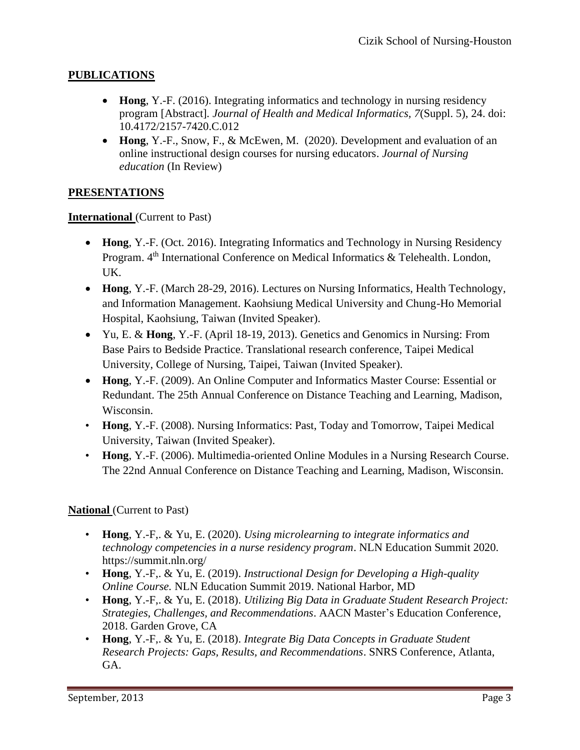## PUBLICATIONS

- **Hong**, Y.-F. (2016). Integrating informatics and technology in nursing residency program [Abstract]. *Journal of Health and Medical Informatics, 7*(Suppl. 5), 24. doi: 10.4172/2157-7420.C.012
- **Hong**, Y.-F., Snow, F., & McEwen, M. (2020). Development and evaluation of an online instructional design courses for nursing educators. *Journal of Nursing education* (In Review)

## PRESENTATIONS

**International** (Current to Past)

- **Hong**, Y.-F. (Oct. 2016). Integrating Informatics and Technology in Nursing Residency Program. 4th International Conference on Medical Informatics & Telehealth. London, UK.
- **Hong**, Y.-F. (March 28-29, 2016). Lectures on Nursing Informatics, Health Technology, and Information Management. Kaohsiung Medical University and Chung-Ho Memorial Hospital, Kaohsiung, Taiwan (Invited Speaker).
- Yu, E. & **Hong**, Y.-F. (April 18-19, 2013). Genetics and Genomics in Nursing: From Base Pairs to Bedside Practice. Translational research conference, Taipei Medical University, College of Nursing, Taipei, Taiwan (Invited Speaker).
- **Hong**, Y.-F. (2009). An Online Computer and Informatics Master Course: Essential or Redundant. The 25th Annual Conference on Distance Teaching and Learning, Madison, Wisconsin.
- **Hong**, Y.-F. (2008). Nursing Informatics: Past, Today and Tomorrow, Taipei Medical University, Taiwan (Invited Speaker).
- **Hong**, Y.-F. (2006). Multimedia-oriented Online Modules in a Nursing Research Course. The 22nd Annual Conference on Distance Teaching and Learning, Madison, Wisconsin.

**National** (Current to Past)

- **Hong**, Y.-F,. & Yu, E. (2020). *Using microlearning to integrate informatics and technology competencies in a nurse residency program*. NLN Education Summit 2020. https://summit.nln.org/
- **Hong**, Y.-F,. & Yu, E. (2019). *Instructional Design for Developing a High-quality Online Course.* NLN Education Summit 2019. National Harbor, MD
- **Hong**, Y.-F,. & Yu, E. (2018). *Utilizing Big Data in Graduate Student Research Project: Strategies, Challenges, and Recommendations*. AACN Master's Education Conference, 2018. Garden Grove, CA
- **Hong**, Y.-F,. & Yu, E. (2018). *Integrate Big Data Concepts in Graduate Student Research Projects: Gaps, Results, and Recommendations*. SNRS Conference, Atlanta, GA.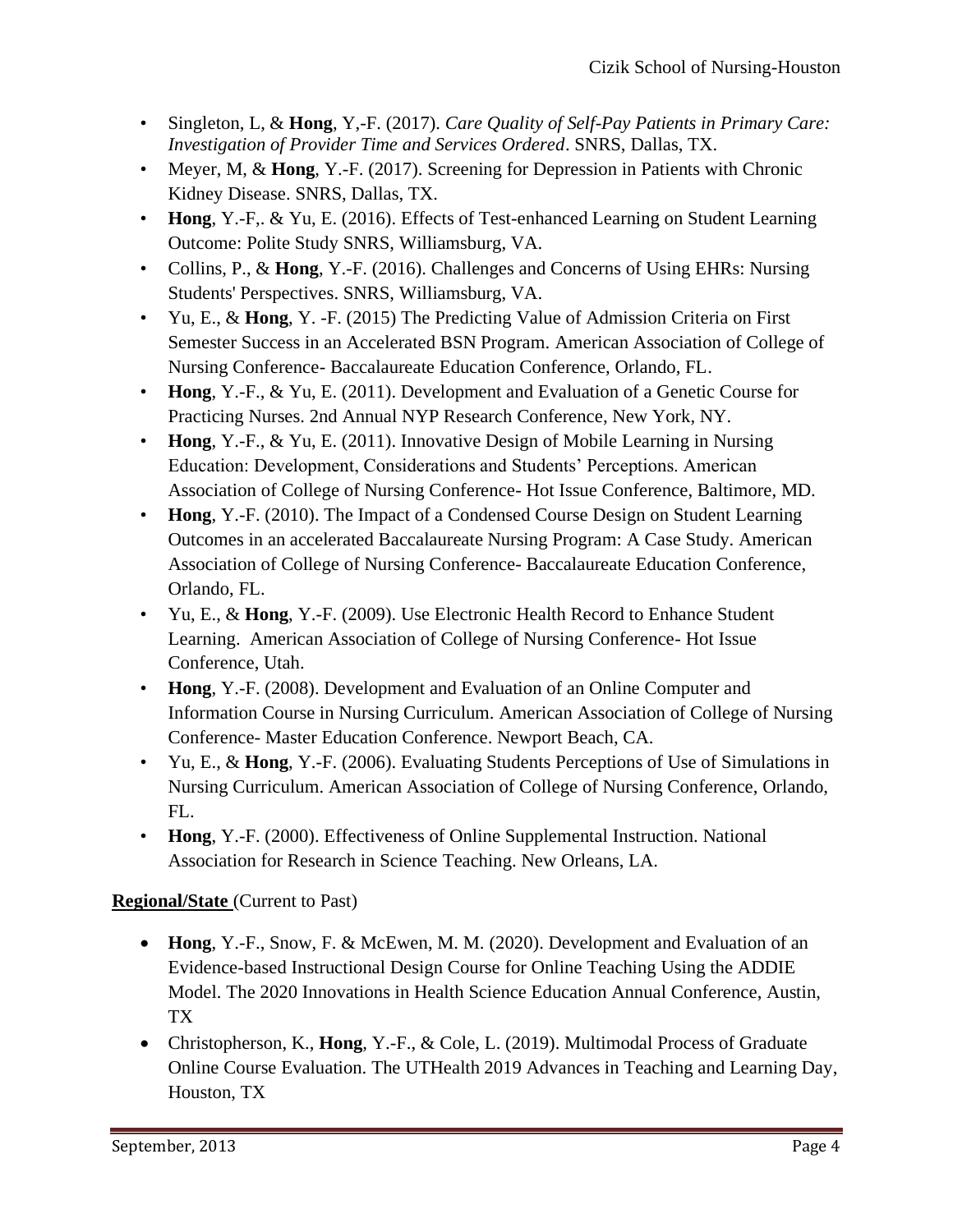- Singleton, L, & **Hong**, Y,-F. (2017). *Care Quality of Self-Pay Patients in Primary Care: Investigation of Provider Time and Services Ordered*. SNRS, Dallas, TX.
- Meyer, M, & **Hong**, Y.-F. (2017). Screening for Depression in Patients with Chronic Kidney Disease. SNRS, Dallas, TX.
- **Hong**, Y.-F,. & Yu, E. (2016). Effects of Test-enhanced Learning on Student Learning Outcome: Polite Study SNRS, Williamsburg, VA.
- Collins, P., & **Hong**, Y.-F. (2016). Challenges and Concerns of Using EHRs: Nursing Students' Perspectives. SNRS, Williamsburg, VA.
- Yu, E., & **Hong**, Y. -F. (2015) The Predicting Value of Admission Criteria on First Semester Success in an Accelerated BSN Program. American Association of College of Nursing Conference- Baccalaureate Education Conference, Orlando, FL.
- **Hong**, Y.-F., & Yu, E. (2011). Development and Evaluation of a Genetic Course for Practicing Nurses. 2nd Annual NYP Research Conference, New York, NY.
- **Hong**, Y.-F., & Yu, E. (2011). Innovative Design of Mobile Learning in Nursing Education: Development, Considerations and Students' Perceptions. American Association of College of Nursing Conference- Hot Issue Conference, Baltimore, MD.
- **Hong**, Y.-F. (2010). The Impact of a Condensed Course Design on Student Learning Outcomes in an accelerated Baccalaureate Nursing Program: A Case Study. American Association of College of Nursing Conference- Baccalaureate Education Conference, Orlando, FL.
- Yu, E., & **Hong**, Y.-F. (2009). Use Electronic Health Record to Enhance Student Learning. American Association of College of Nursing Conference- Hot Issue Conference, Utah.
- **Hong**, Y.-F. (2008). Development and Evaluation of an Online Computer and Information Course in Nursing Curriculum. American Association of College of Nursing Conference- Master Education Conference. Newport Beach, CA.
- Yu, E., & **Hong**, Y.-F. (2006). Evaluating Students Perceptions of Use of Simulations in Nursing Curriculum. American Association of College of Nursing Conference, Orlando, FL.
- **Hong**, Y.-F. (2000). Effectiveness of Online Supplemental Instruction. National Association for Research in Science Teaching. New Orleans, LA.

**Regional/State** (Current to Past)

- **Hong**, Y.-F., Snow, F. & McEwen, M. M. (2020). Development and Evaluation of an Evidence-based Instructional Design Course for Online Teaching Using the ADDIE Model. The 2020 Innovations in Health Science Education Annual Conference, Austin, TX
- Christopherson, K., **Hong**, Y.-F., & Cole, L. (2019). Multimodal Process of Graduate Online Course Evaluation. The UTHealth 2019 Advances in Teaching and Learning Day, Houston, TX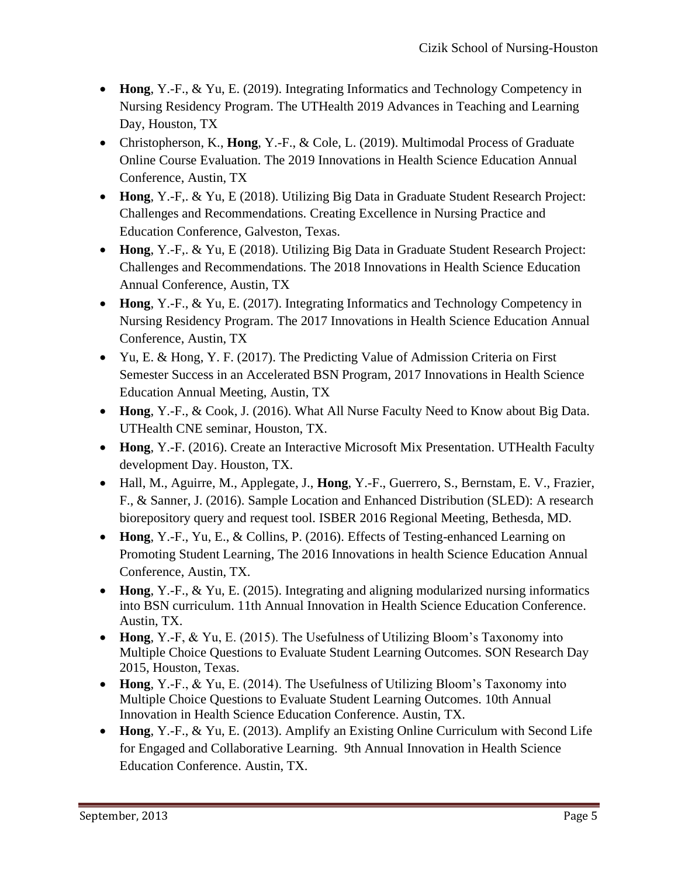- **Hong**, Y.-F., & Yu, E. (2019). Integrating Informatics and Technology Competency in Nursing Residency Program. The UTHealth 2019 Advances in Teaching and Learning Day, Houston, TX
- Christopherson, K., **Hong**, Y.-F., & Cole, L. (2019). Multimodal Process of Graduate Online Course Evaluation. The 2019 Innovations in Health Science Education Annual Conference, Austin, TX
- **Hong**, Y.-F,. & Yu, E (2018). Utilizing Big Data in Graduate Student Research Project: Challenges and Recommendations. Creating Excellence in Nursing Practice and Education Conference, Galveston, Texas.
- **Hong**, Y.-F,. & Yu, E (2018). Utilizing Big Data in Graduate Student Research Project: Challenges and Recommendations. The 2018 Innovations in Health Science Education Annual Conference, Austin, TX
- **Hong**, Y.-F., & Yu, E. (2017). Integrating Informatics and Technology Competency in Nursing Residency Program. The 2017 Innovations in Health Science Education Annual Conference, Austin, TX
- Yu, E. & Hong, Y. F. (2017). The Predicting Value of Admission Criteria on First Semester Success in an Accelerated BSN Program, 2017 Innovations in Health Science Education Annual Meeting, Austin, TX
- **Hong**, Y.-F., & Cook, J. (2016). What All Nurse Faculty Need to Know about Big Data. UTHealth CNE seminar, Houston, TX.
- **Hong**, Y.-F. (2016). Create an Interactive Microsoft Mix Presentation. UTHealth Faculty development Day. Houston, TX.
- Hall, M., Aguirre, M., Applegate, J., **Hong**, Y.-F., Guerrero, S., Bernstam, E. V., Frazier, F., & Sanner, J. (2016). Sample Location and Enhanced Distribution (SLED): A research biorepository query and request tool. ISBER 2016 Regional Meeting, Bethesda, MD.
- **Hong**, Y.-F., Yu, E., & Collins, P. (2016). Effects of Testing-enhanced Learning on Promoting Student Learning, The 2016 Innovations in health Science Education Annual Conference, Austin, TX.
- **Hong**, Y.-F., & Yu, E. (2015). Integrating and aligning modularized nursing informatics into BSN curriculum. 11th Annual Innovation in Health Science Education Conference. Austin, TX.
- **Hong**, Y.-F, & Yu, E. (2015). The Usefulness of Utilizing Bloom's Taxonomy into Multiple Choice Questions to Evaluate Student Learning Outcomes. SON Research Day 2015, Houston, Texas.
- **Hong**, Y.-F., & Yu, E. (2014). The Usefulness of Utilizing Bloom's Taxonomy into Multiple Choice Questions to Evaluate Student Learning Outcomes. 10th Annual Innovation in Health Science Education Conference. Austin, TX.
- **Hong**, Y.-F., & Yu, E. (2013). Amplify an Existing Online Curriculum with Second Life for Engaged and Collaborative Learning. 9th Annual Innovation in Health Science Education Conference. Austin, TX.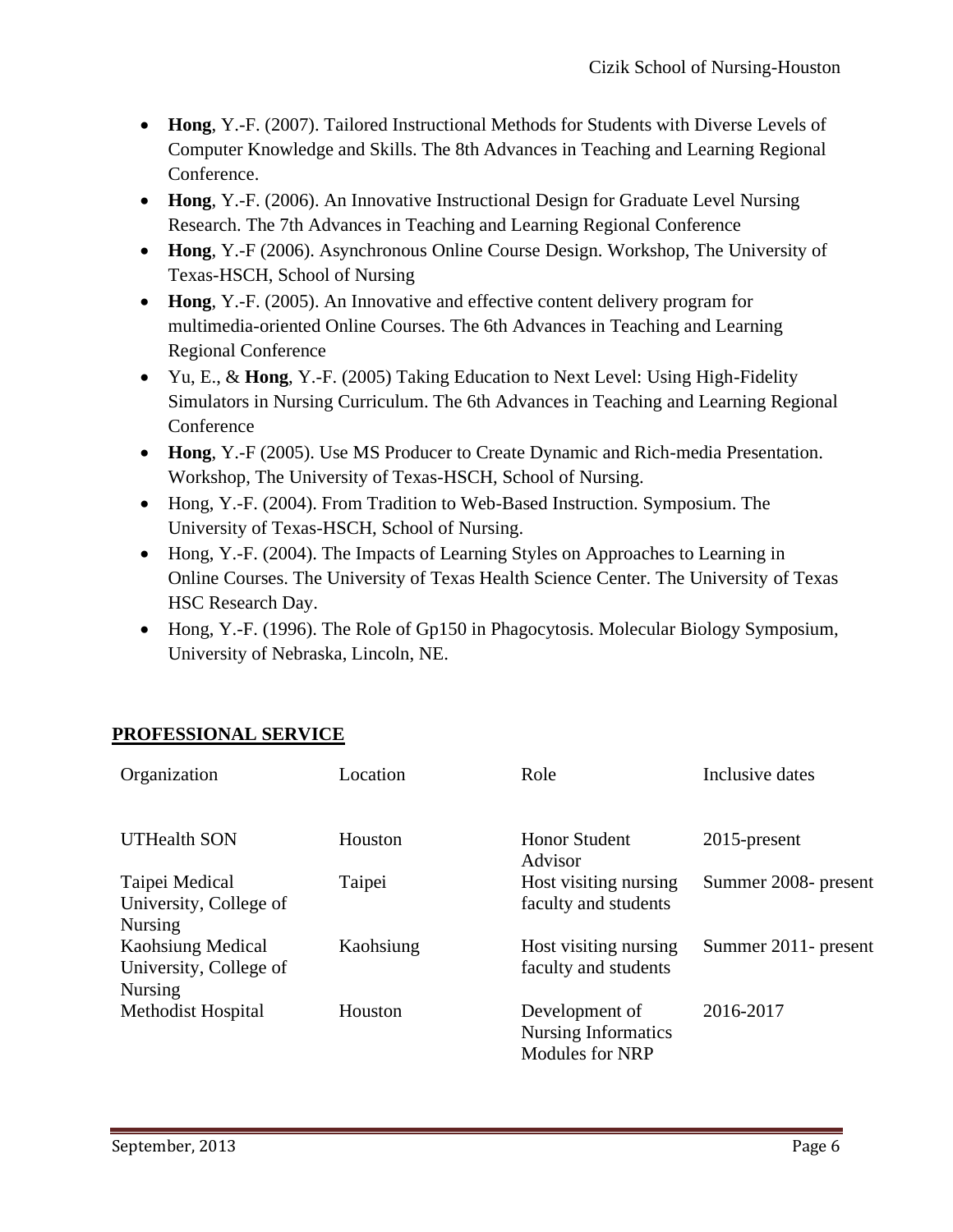- **Hong**, Y.-F. (2007). Tailored Instructional Methods for Students with Diverse Levels of Computer Knowledge and Skills. The 8th Advances in Teaching and Learning Regional Conference.
- **Hong**, Y.-F. (2006). An Innovative Instructional Design for Graduate Level Nursing Research. The 7th Advances in Teaching and Learning Regional Conference
- **Hong**, Y.-F (2006). Asynchronous Online Course Design. Workshop, The University of Texas-HSCH, School of Nursing
- **Hong**, Y.-F. (2005). An Innovative and effective content delivery program for multimedia-oriented Online Courses. The 6th Advances in Teaching and Learning Regional Conference
- Yu, E., & **Hong**, Y.-F. (2005) Taking Education to Next Level: Using High-Fidelity Simulators in Nursing Curriculum. The 6th Advances in Teaching and Learning Regional Conference
- **Hong**, Y.-F (2005). Use MS Producer to Create Dynamic and Rich-media Presentation. Workshop, The University of Texas-HSCH, School of Nursing.
- Hong, Y.-F. (2004). From Tradition to Web-Based Instruction. Symposium. The University of Texas-HSCH, School of Nursing.
- Hong, Y.-F. (2004). The Impacts of Learning Styles on Approaches to Learning in Online Courses. The University of Texas Health Science Center. The University of Texas HSC Research Day.
- Hong, Y.-F. (1996). The Role of Gp150 in Phagocytosis. Molecular Biology Symposium, University of Nebraska, Lincoln, NE.

## PROFESSIONAL SERVICE

| Organization | Location | Role | Inclusive dates |
|---|---|---|---|
| UTHealth SON | Houston | Honor Student Advisor | 2015-present |
| Taipei Medical University, College of Nursing | Taipei | Host visiting nursing faculty and students | Summer 2008- present |
| Kaohsiung Medical University, College of Nursing | Kaohsiung | Host visiting nursing faculty and students | Summer 2011- present |
| Methodist Hospital | Houston | Development of Nursing Informatics Modules for NRP | 2016-2017 |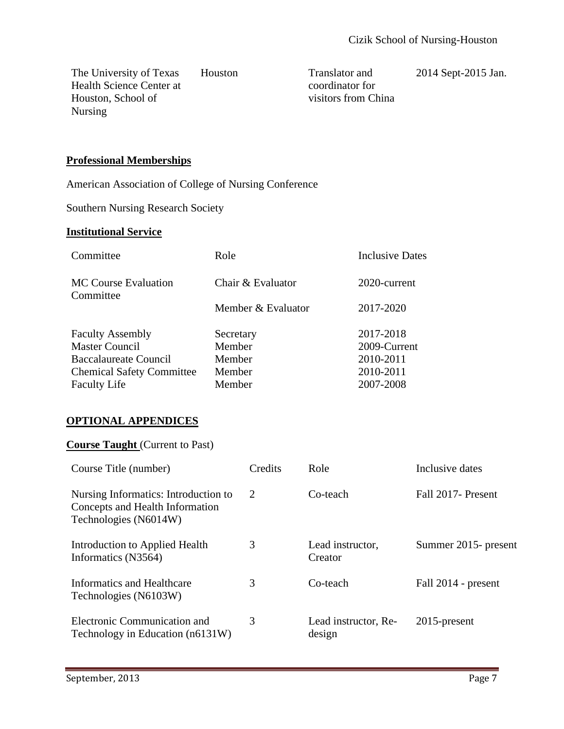| The University of Texas Health Science Center at Houston, School of Nursing | Houston | Translator and coordinator for visitors from China | 2014 Sept-2015 Jan. |
|---|---|---|---|

## Professional Memberships

American Association of College of Nursing Conference

Southern Nursing Research Society

## Institutional Service

| Committee | Role | Inclusive Dates |
|---|---|---|
| MC Course Evaluation Committee | Chair & Evaluator | 2020-current |
| | Member & Evaluator | 2017-2020 |
| Faculty Assembly | Secretary | 2017-2018 |
| Master Council | Member | 2009-Current |
| Baccalaureate Council | Member | 2010-2011 |
| Chemical Safety Committee | Member | 2010-2011 |
| Faculty Life | Member | 2007-2008 |

## OPTIONAL APPENDICES

**Course Taught** (Current to Past)

| Course Title (number) | Credits | Role | Inclusive dates |
|---|---|---|---|
| Nursing Informatics: Introduction to Concepts and Health Information Technologies (N6014W) | 2 | Co-teach | Fall 2017- Present |
| Introduction to Applied Health Informatics (N3564) | 3 | Lead instructor, Creator | Summer 2015- present |
| Informatics and Healthcare Technologies (N6103W) | 3 | Co-teach | Fall 2014 - present |
| Electronic Communication and Technology in Education (n6131W) | 3 | Lead instructor, Re-design | 2015-present |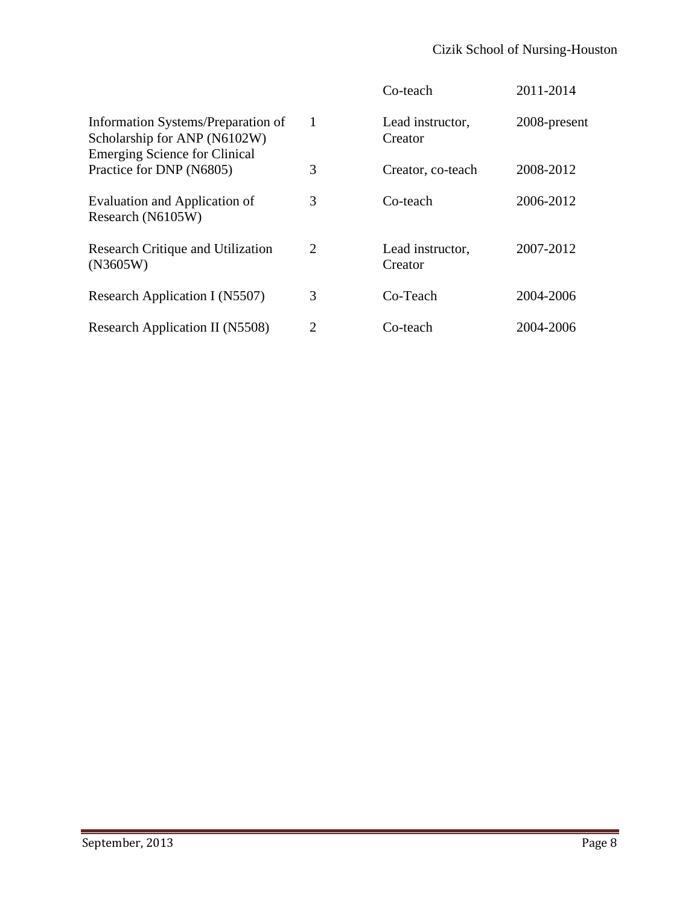| | | | |
|---|---|---|---|
| | | Co-teach | 2011-2014 |
| Information Systems/Preparation of Scholarship for ANP (N6102W) | 1 | Lead instructor, Creator | 2008-present |
| Emerging Science for Clinical Practice for DNP (N6805) | 3 | Creator, co-teach | 2008-2012 |
| Evaluation and Application of Research (N6105W) | 3 | Co-teach | 2006-2012 |
| Research Critique and Utilization (N3605W) | 2 | Lead instructor, Creator | 2007-2012 |
| Research Application I (N5507) | 3 | Co-Teach | 2004-2006 |
| Research Application II (N5508) | 2 | Co-teach | 2004-2006 |